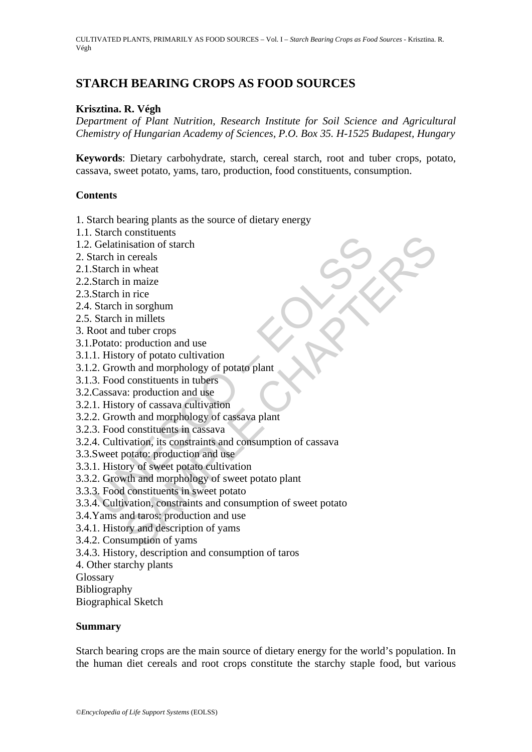# STARCH BEARING CROPS AS FOOD SOURCES

**Krisztina. R. Végh**

*Department of Plant Nutrition, Research Institute for Soil Science and Agricultural Chemistry of Hungarian Academy of Sciences, P.O. Box 35. H-1525 Budapest, Hungary*

**Keywords**: Dietary carbohydrate, starch, cereal starch, root and tuber crops, potato, cassava, sweet potato, yams, taro, production, food constituents, consumption.

## Contents

1. Starch bearing plants as the source of dietary energy
1.1. Starch constituents
1.2. Gelatinisation of starch
2. Starch in cereals
2.1.Starch in wheat
2.2.Starch in maize
2.3.Starch in rice
2.4. Starch in sorghum
2.5. Starch in millets
3. Root and tuber crops
3.1.Potato: production and use
3.1.1. History of potato cultivation
3.1.2. Growth and morphology of potato plant
3.1.3. Food constituents in tubers
3.2.Cassava: production and use
3.2.1. History of cassava cultivation
3.2.2. Growth and morphology of cassava plant
3.2.3. Food constituents in cassava
3.2.4. Cultivation, its constraints and consumption of cassava
3.3.Sweet potato: production and use
3.3.1. History of sweet potato cultivation
3.3.2. Growth and morphology of sweet potato plant
3.3.3. Food constituents in sweet potato
3.3.4. Cultivation, constraints and consumption of sweet potato
3.4.Yams and taros: production and use
3.4.1. History and description of yams
3.4.2. Consumption of yams
3.4.3. History, description and consumption of taros
4. Other starchy plants
Glossary
Bibliography
Biographical Sketch

## Summary

Starch bearing crops are the main source of dietary energy for the world's population. In the human diet cereals and root crops constitute the starchy staple food, but various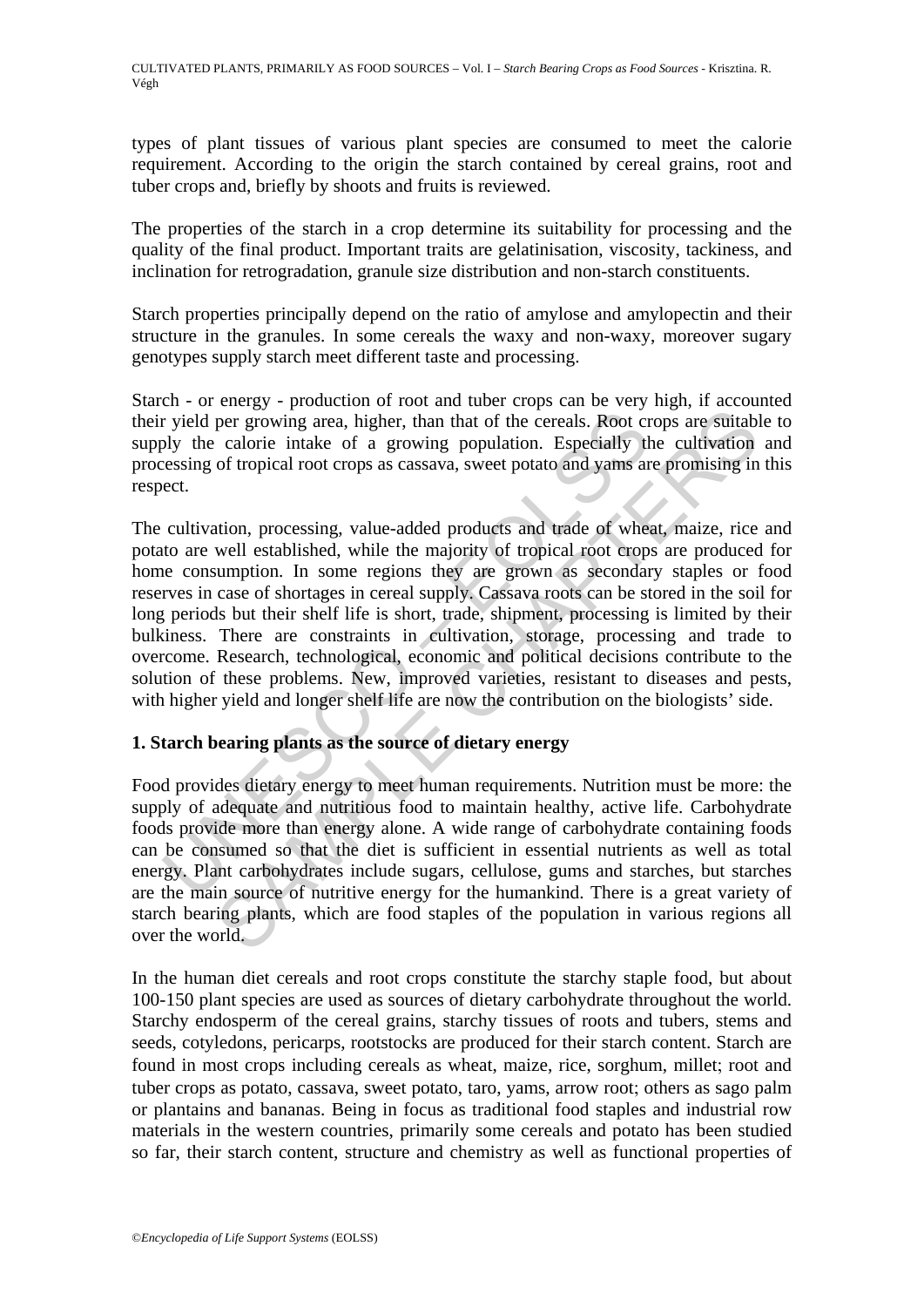types of plant tissues of various plant species are consumed to meet the calorie requirement. According to the origin the starch contained by cereal grains, root and tuber crops and, briefly by shoots and fruits is reviewed.

The properties of the starch in a crop determine its suitability for processing and the quality of the final product. Important traits are gelatinisation, viscosity, tackiness, and inclination for retrogradation, granule size distribution and non-starch constituents.

Starch properties principally depend on the ratio of amylose and amylopectin and their structure in the granules. In some cereals the waxy and non-waxy, moreover sugary genotypes supply starch meet different taste and processing.

Starch - or energy - production of root and tuber crops can be very high, if accounted their yield per growing area, higher, than that of the cereals. Root crops are suitable to supply the calorie intake of a growing population. Especially the cultivation and processing of tropical root crops as cassava, sweet potato and yams are promising in this respect.

The cultivation, processing, value-added products and trade of wheat, maize, rice and potato are well established, while the majority of tropical root crops are produced for home consumption. In some regions they are grown as secondary staples or food reserves in case of shortages in cereal supply. Cassava roots can be stored in the soil for long periods but their shelf life is short, trade, shipment, processing is limited by their bulkiness. There are constraints in cultivation, storage, processing and trade to overcome. Research, technological, economic and political decisions contribute to the solution of these problems. New, improved varieties, resistant to diseases and pests, with higher yield and longer shelf life are now the contribution on the biologists' side.

## 1. Starch bearing plants as the source of dietary energy

Food provides dietary energy to meet human requirements. Nutrition must be more: the supply of adequate and nutritious food to maintain healthy, active life. Carbohydrate foods provide more than energy alone. A wide range of carbohydrate containing foods can be consumed so that the diet is sufficient in essential nutrients as well as total energy. Plant carbohydrates include sugars, cellulose, gums and starches, but starches are the main source of nutritive energy for the humankind. There is a great variety of starch bearing plants, which are food staples of the population in various regions all over the world.

In the human diet cereals and root crops constitute the starchy staple food, but about 100-150 plant species are used as sources of dietary carbohydrate throughout the world. Starchy endosperm of the cereal grains, starchy tissues of roots and tubers, stems and seeds, cotyledons, pericarps, rootstocks are produced for their starch content. Starch are found in most crops including cereals as wheat, maize, rice, sorghum, millet; root and tuber crops as potato, cassava, sweet potato, taro, yams, arrow root; others as sago palm or plantains and bananas. Being in focus as traditional food staples and industrial row materials in the western countries, primarily some cereals and potato has been studied so far, their starch content, structure and chemistry as well as functional properties of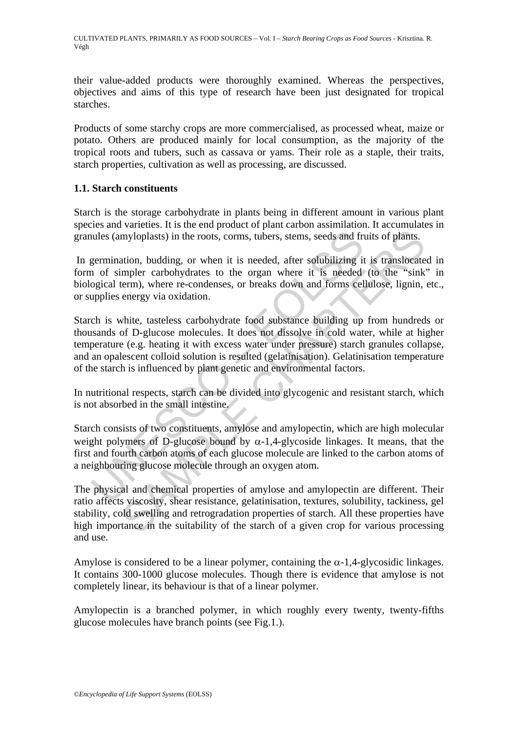their value-added products were thoroughly examined. Whereas the perspectives, objectives and aims of this type of research have been just designated for tropical starches.

Products of some starchy crops are more commercialised, as processed wheat, maize or potato. Others are produced mainly for local consumption, as the majority of the tropical roots and tubers, such as cassava or yams. Their role as a staple, their traits, starch properties, cultivation as well as processing, are discussed.

### 1.1. Starch constituents

Starch is the storage carbohydrate in plants being in different amount in various plant species and varieties. It is the end product of plant carbon assimilation. It accumulates in granules (amyloplasts) in the roots, corms, tubers, stems, seeds and fruits of plants.

In germination, budding, or when it is needed, after solubilizing it is translocated in form of simpler carbohydrates to the organ where it is needed (to the "sink" in biological term), where re-condenses, or breaks down and forms cellulose, lignin, etc., or supplies energy via oxidation.

Starch is white, tasteless carbohydrate food substance building up from hundreds or thousands of D-glucose molecules. It does not dissolve in cold water, while at higher temperature (e.g. heating it with excess water under pressure) starch granules collapse, and an opalescent colloid solution is resulted (gelatinisation). Gelatinisation temperature of the starch is influenced by plant genetic and environmental factors.

In nutritional respects, starch can be divided into glycogenic and resistant starch, which is not absorbed in the small intestine.

Starch consists of two constituents, amylose and amylopectin, which are high molecular weight polymers of D-glucose bound by $\alpha$-1,4-glycoside linkages. It means, that the first and fourth carbon atoms of each glucose molecule are linked to the carbon atoms of a neighbouring glucose molecule through an oxygen atom.

The physical and chemical properties of amylose and amylopectin are different. Their ratio affects viscosity, shear resistance, gelatinisation, textures, solubility, tackiness, gel stability, cold swelling and retrogradation properties of starch. All these properties have high importance in the suitability of the starch of a given crop for various processing and use.

Amylose is considered to be a linear polymer, containing the $\alpha$-1,4-glycosidic linkages. It contains 300-1000 glucose molecules. Though there is evidence that amylose is not completely linear, its behaviour is that of a linear polymer.

Amylopectin is a branched polymer, in which roughly every twenty, twenty-fifths glucose molecules have branch points (see Fig.1.).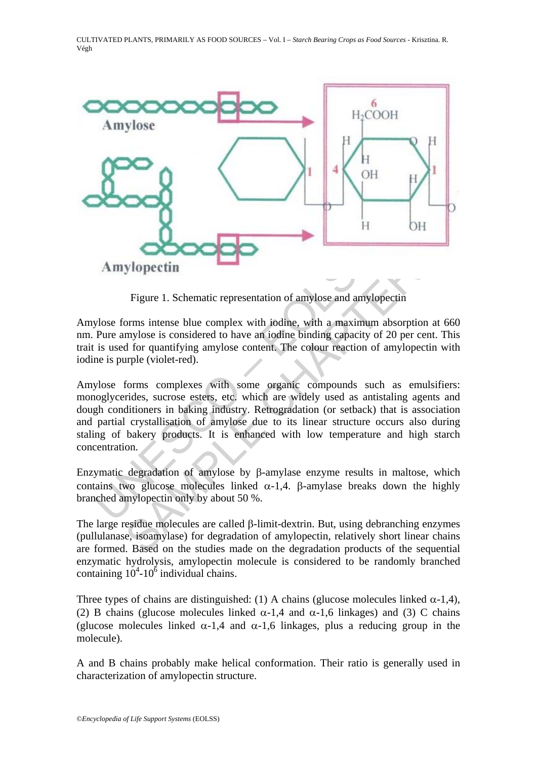Figure 1. Schematic representation of amylose and amylopectin

Amylose forms intense blue complex with iodine, with a maximum absorption at 660 nm. Pure amylose is considered to have an iodine binding capacity of 20 per cent. This trait is used for quantifying amylose content. The colour reaction of amylopectin with iodine is purple (violet-red).

Amylose forms complexes with some organic compounds such as emulsifiers: monoglycerides, sucrose esters, etc. which are widely used as antistaling agents and dough conditioners in baking industry. Retrogradation (or setback) that is association and partial crystallisation of amylose due to its linear structure occurs also during staling of bakery products. It is enhanced with low temperature and high starch concentration.

Enzymatic degradation of amylose by β-amylase enzyme results in maltose, which contains two glucose molecules linked α-1,4. β-amylase breaks down the highly branched amylopectin only by about 50 %.

The large reside molecules are called β-limit-dextrin. But, using debranching enzymes (pullulanase, isoamylase) for degradation of amylopectin, relatively short linear chains are formed. Based on the studies made on the degradation products of the sequential enzymatic hydrolysis, amylopectin molecule is considered to be randomly branched containing $10^4$-$10^6$ individual chains.

Three types of chains are distinguished: (1) A chains (glucose molecules linked α-1,4), (2) B chains (glucose molecules linked α-1,4 and α-1,6 linkages) and (3) C chains (glucose molecules linked α-1,4 and α-1,6 linkages, plus a reducing group in the molecule).

A and B chains probably make helical conformation. Their ratio is generally used in characterization of amylopectin structure.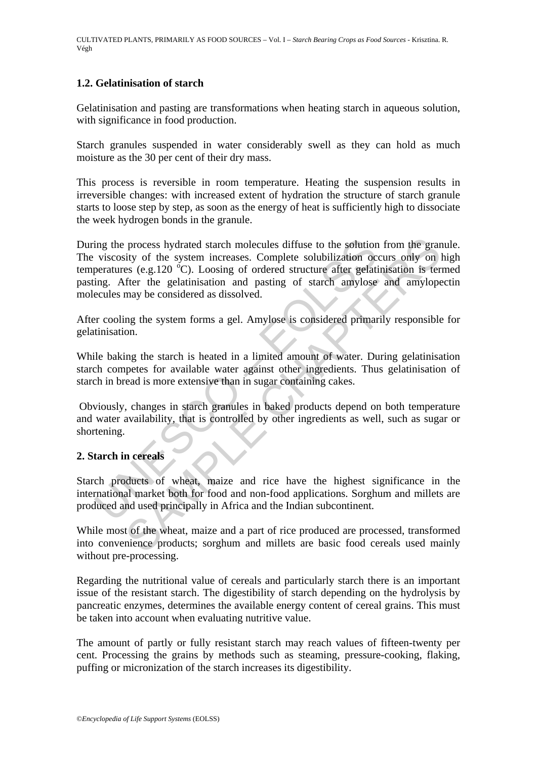### 1.2. Gelatinisation of starch

Gelatinisation and pasting are transformations when heating starch in aqueous solution, with significance in food production.

Starch granules suspended in water considerably swell as they can hold as much moisture as the 30 per cent of their dry mass.

This process is reversible in room temperature. Heating the suspension results in irreversible changes: with increased extent of hydration the structure of starch granule starts to loose step by step, as soon as the energy of heat is sufficiently high to dissociate the week hydrogen bonds in the granule.

During the process hydrated starch molecules diffuse to the solution from the granule. The viscosity of the system increases. Complete solubilization occurs only on high temperatures (e.g.120 $^{o}$C). Loosing of ordered structure after gelatinisation is termed pasting. After the gelatinisation and pasting of starch amylose and amylopectin molecules may be considered as dissolved.

After cooling the system forms a gel. Amylose is considered primarily responsible for gelatinisation.

While baking the starch is heated in a limited amount of water. During gelatinisation starch competes for available water against other ingredients. Thus gelatinisation of starch in bread is more extensive than in sugar containing cakes.

Obviously, changes in starch granules in baked products depend on both temperature and water availability, that is controlled by other ingredients as well, such as sugar or shortening.

## 2. Starch in cereals

Starch products of wheat, maize and rice have the highest significance in the international market both for food and non-food applications. Sorghum and millets are produced and used principally in Africa and the Indian subcontinent.

While most of the wheat, maize and a part of rice produced are processed, transformed into convenience products; sorghum and millets are basic food cereals used mainly without pre-processing.

Regarding the nutritional value of cereals and particularly starch there is an important issue of the resistant starch. The digestibility of starch depending on the hydrolysis by pancreatic enzymes, determines the available energy content of cereal grains. This must be taken into account when evaluating nutritive value.

The amount of partly or fully resistant starch may reach values of fifteen-twenty per cent. Processing the grains by methods such as steaming, pressure-cooking, flaking, puffing or micronization of the starch increases its digestibility.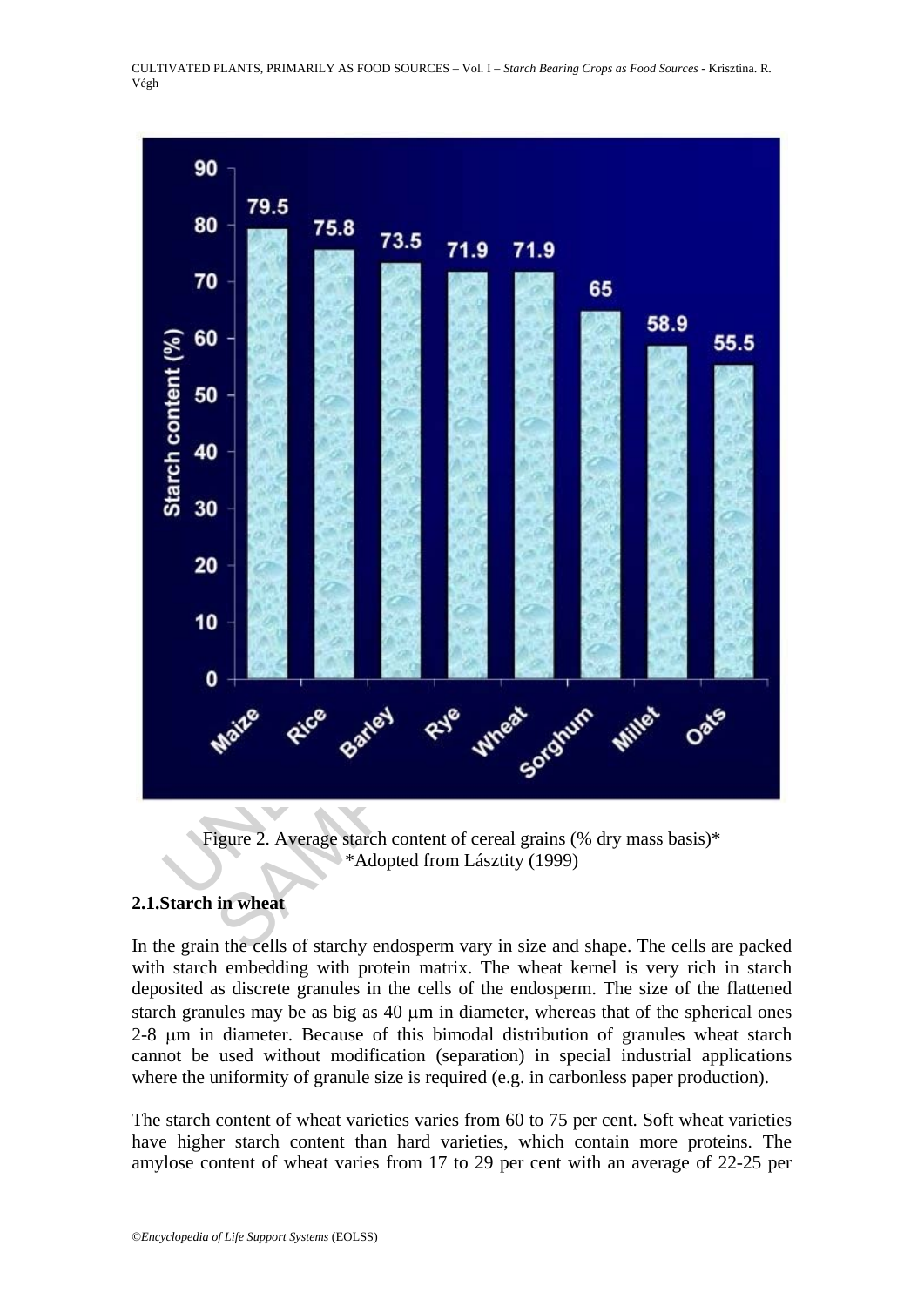Figure 2. Average starch content of cereal grains (% dry mass basis)*
*Adopted from Lásztity (1999)

## 2.1. Starch in wheat

In the grain the cells of starchy endosperm vary in size and shape. The cells are packed with starch embedding with protein matrix. The wheat kernel is very rich in starch deposited as discrete granules in the cells of the endosperm. The size of the flattened starch granules may be as big as 40 μm in diameter, whereas that of the spherical ones 2-8 μm in diameter. Because of this bimodal distribution of granules wheat starch cannot be used without modification (separation) in special industrial applications where the uniformity of granule size is required (e.g. in carbonless paper production).

The starch content of wheat varieties varies from 60 to 75 per cent. Soft wheat varieties have higher starch content than hard varieties, which contain more proteins. The amylose content of wheat varies from 17 to 29 per cent with an average of 22-25 per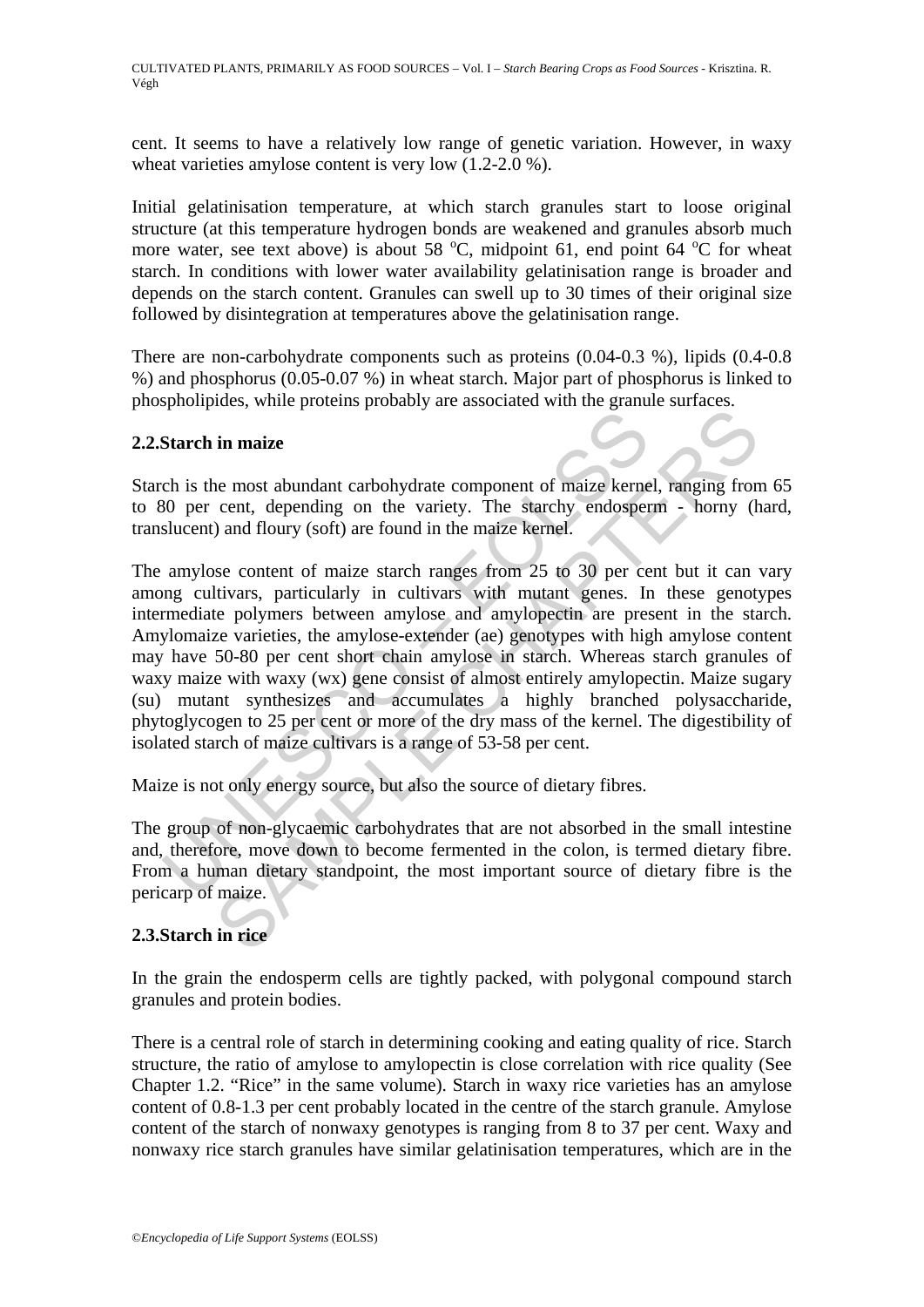cent. It seems to have a relatively low range of genetic variation. However, in waxy wheat varieties amylose content is very low (1.2-2.0 %).

Initial gelatinisation temperature, at which starch granules start to loose original structure (at this temperature hydrogen bonds are weakened and granules absorb much more water, see text above) is about 58 $^{o}$C, midpoint 61, end point 64 $^{o}$C for wheat starch. In conditions with lower water availability gelatinisation range is broader and depends on the starch content. Granules can swell up to 30 times of their original size followed by disintegration at temperatures above the gelatinisation range.

There are non-carbohydrate components such as proteins (0.04-0.3 %), lipids (0.4-0.8 %) and phosphorus (0.05-0.07 %) in wheat starch. Major part of phosphorus is linked to phospholipides, while proteins probably are associated with the granule surfaces.

## 2.2.Starch in maize

Starch is the most abundant carbohydrate component of maize kernel, ranging from 65 to 80 per cent, depending on the variety. The starchy endosperm - horny (hard, translucent) and floury (soft) are found in the maize kernel.

The amylose content of maize starch ranges from 25 to 30 per cent but it can vary among cultivars, particularly in cultivars with mutant genes. In these genotypes intermediate polymers between amylose and amylopectin are present in the starch. Amylomaize varieties, the amylose-extender (ae) genotypes with high amylose content may have 50-80 per cent short chain amylose in starch. Whereas starch granules of waxy maize with waxy (wx) gene consist of almost entirely amylopectin. Maize sugary (su) mutant synthesizes and accumulates a highly branched polysaccharide, phytoglycogen to 25 per cent or more of the dry mass of the kernel. The digestibility of isolated starch of maize cultivars is a range of 53-58 per cent.

Maize is not only energy source, but also the source of dietary fibres.

The group of non-glycaemic carbohydrates that are not absorbed in the small intestine and, therefore, move down to become fermented in the colon, is termed dietary fibre. From a human dietary standpoint, the most important source of dietary fibre is the pericarp of maize.

## 2.3.Starch in rice

In the grain the endosperm cells are tightly packed, with polygonal compound starch granules and protein bodies.

There is a central role of starch in determining cooking and eating quality of rice. Starch structure, the ratio of amylose to amylopectin is close correlation with rice quality (See Chapter 1.2. "Rice" in the same volume). Starch in waxy rice varieties has an amylose content of 0.8-1.3 per cent probably located in the centre of the starch granule. Amylose content of the starch of nonwaxy genotypes is ranging from 8 to 37 per cent. Waxy and nonwaxy rice starch granules have similar gelatinisation temperatures, which are in the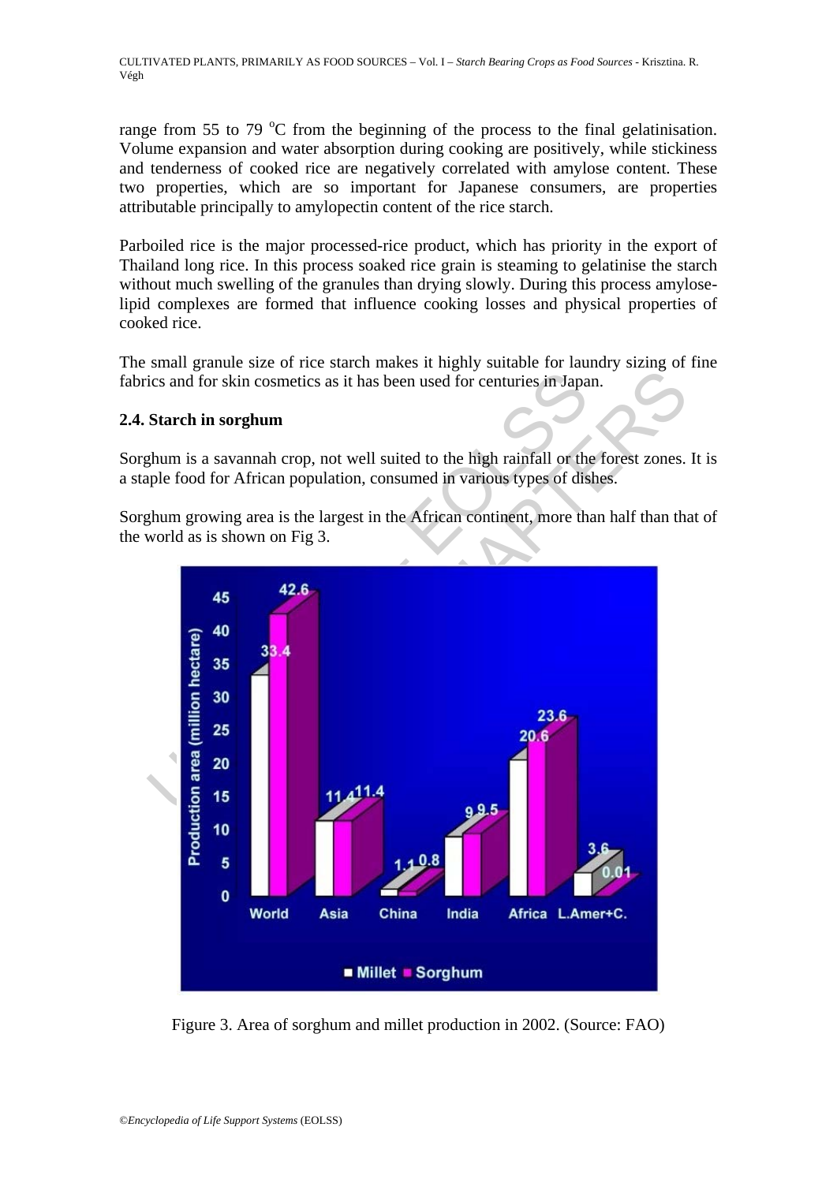range from 55 to 79 $^{o}$C from the beginning of the process to the final gelatinisation. Volume expansion and water absorption during cooking are positively, while stickiness and tenderness of cooked rice are negatively correlated with amylose content. These two properties, which are so important for Japanese consumers, are properties attributable principally to amylopectin content of the rice starch.

Parboiled rice is the major processed-rice product, which has priority in the export of Thailand long rice. In this process soaked rice grain is steaming to gelatinise the starch without much swelling of the granules than drying slowly. During this process amylose-lipid complexes are formed that influence cooking losses and physical properties of cooked rice.

The small granule size of rice starch makes it highly suitable for laundry sizing of fine fabrics and for skin cosmetics as it has been used for centuries in Japan.

### 2.4. Starch in sorghum

Sorghum is a savannah crop, not well suited to the high rainfall or the forest zones. It is a staple food for African population, consumed in various types of dishes.

Sorghum growing area is the largest in the African continent, more than half than that of the world as is shown on Fig 3.

| Production area (million hectare) | World | Asia | China | India | Africa | L.Amer+C. |
|---|---|---|---|---|---|---|
| Millet | 33.4 | 11.4 | 1.1 | 9 | 20.6 | 3.6 |
| Sorghum | 42.6 | 11.4 | 0.8 | 9.5 | 23.6 | 0.01 |

Figure 3. Area of sorghum and millet production in 2002. (Source: FAO)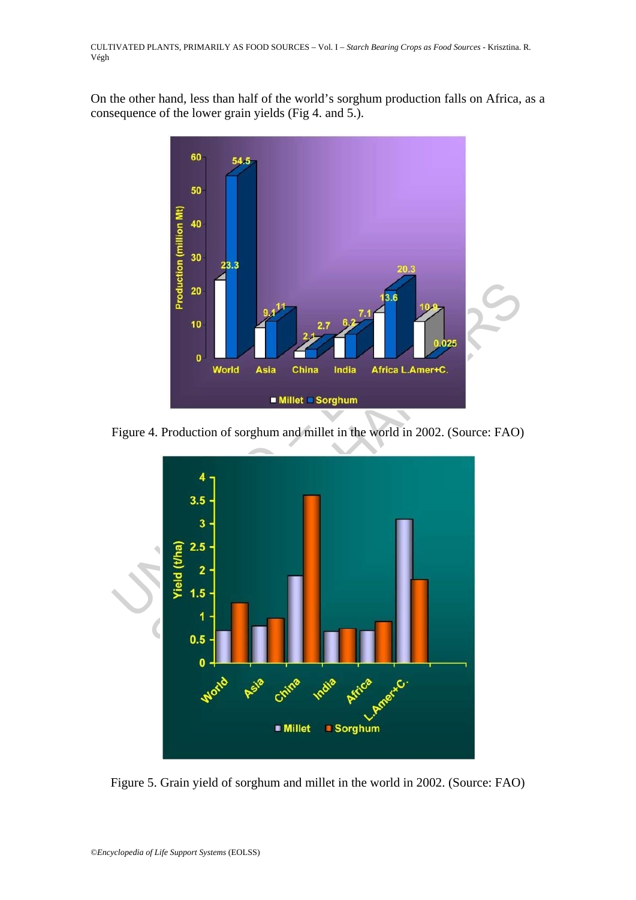On the other hand, less than half of the world's sorghum production falls on Africa, as a consequence of the lower grain yields (Fig 4. and 5.).

Figure 4. Production of sorghum and millet in the world in 2002. (Source: FAO)

Figure 5. Grain yield of sorghum and millet in the world in 2002. (Source: FAO)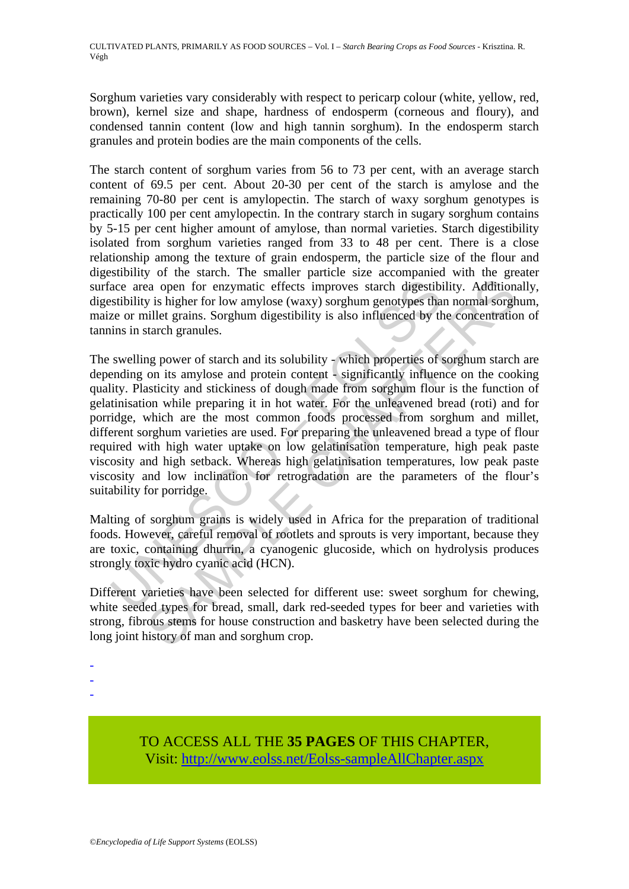Sorghum varieties vary considerably with respect to pericarp colour (white, yellow, red, brown), kernel size and shape, hardness of endosperm (corneous and floury), and condensed tannin content (low and high tannin sorghum). In the endosperm starch granules and protein bodies are the main components of the cells.

The starch content of sorghum varies from 56 to 73 per cent, with an average starch content of 69.5 per cent. About 20-30 per cent of the starch is amylose and the remaining 70-80 per cent is amylopectin. The starch of waxy sorghum genotypes is practically 100 per cent amylopectin. In the contrary starch in sugary sorghum contains by 5-15 per cent higher amount of amylose, than normal varieties. Starch digestibility isolated from sorghum varieties ranged from 33 to 48 per cent. There is a close relationship among the texture of grain endosperm, the particle size of the flour and digestibility of the starch. The smaller particle size accompanied with the greater surface area open for enzymatic effects improves starch digestibility. Additionally, digestibility is higher for low amylose (waxy) sorghum genotypes than normal sorghum, maize or millet grains. Sorghum digestibility is also influenced by the concentration of tannins in starch granules.

The swelling power of starch and its solubility - which properties of sorghum starch are depending on its amylose and protein content - significantly influence on the cooking quality. Plasticity and stickiness of dough made from sorghum flour is the function of gelatinisation while preparing it in hot water. For the unleavened bread (roti) and for porridge, which are the most common foods processed from sorghum and millet, different sorghum varieties are used. For preparing the unleavened bread a type of flour required with high water uptake on low gelatinisation temperature, high peak paste viscosity and high setback. Whereas high gelatinisation temperatures, low peak paste viscosity and low inclination for retrogradation are the parameters of the flour's suitability for porridge.

Malting of sorghum grains is widely used in Africa for the preparation of traditional foods. However, careful removal of rootlets and sprouts is very important, because they are toxic, containing dhurrin, a cyanogenic glucoside, which on hydrolysis produces strongly toxic hydro cyanic acid (HCN).

Different varieties have been selected for different use: sweet sorghum for chewing, white seeded types for bread, small, dark red-seeded types for beer and varieties with strong, fibrous stems for house construction and basketry have been selected during the long joint history of man and sorghum crop.

-
-
-

TO ACCESS ALL THE **35 PAGES** OF THIS CHAPTER,
Visit: [http://www.eolss.net/Eolss-sampleAllChapter.aspx](http://www.eolss.net/Eolss-sampleAllChapter.aspx)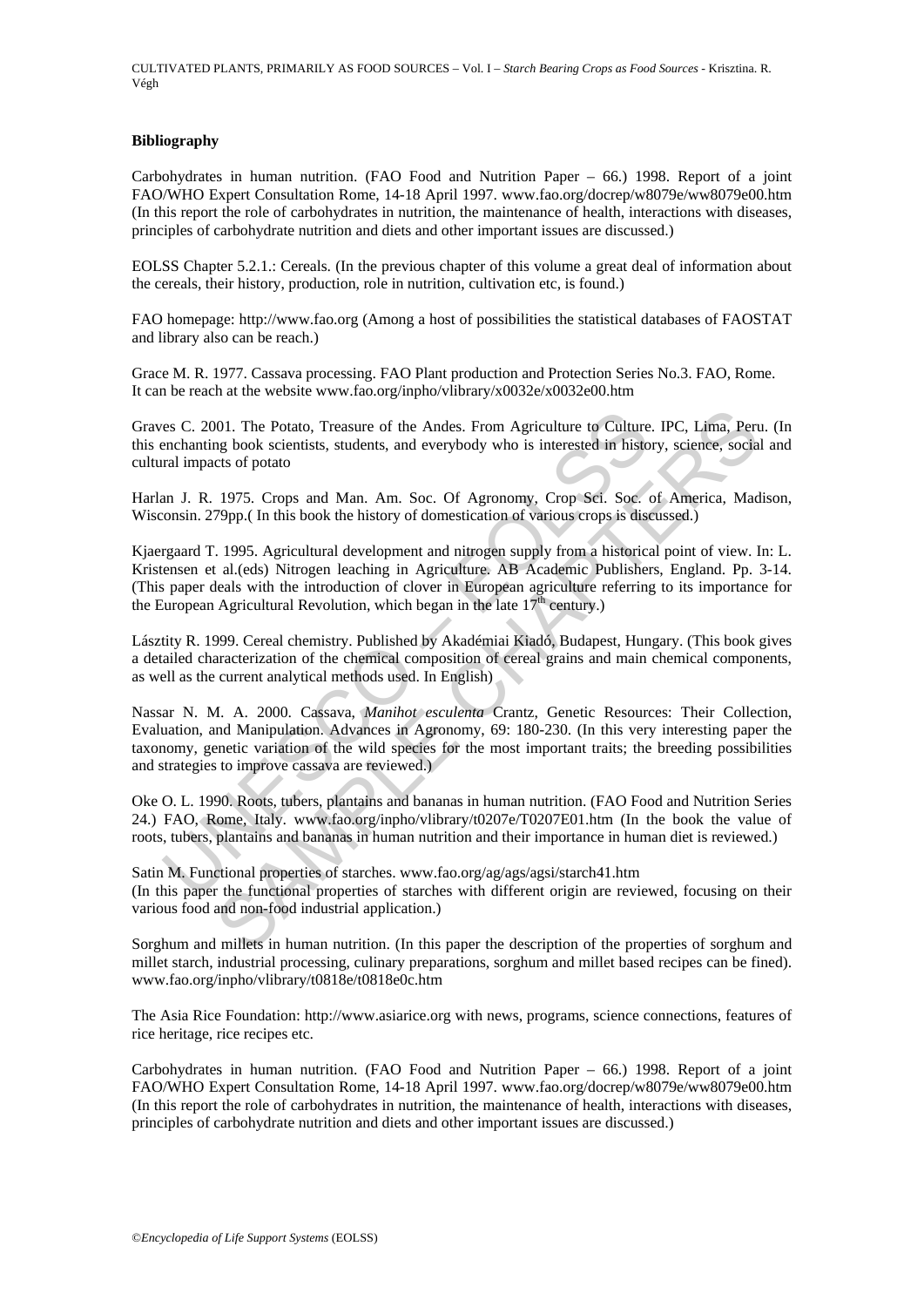**Bibliography**

Carbohydrates in human nutrition. (FAO Food and Nutrition Paper – 66.) 1998. Report of a joint FAO/WHO Expert Consultation Rome, 14-18 April 1997. www.fao.org/docrep/w8079e/ww8079e00.htm (In this report the role of carbohydrates in nutrition, the maintenance of health, interactions with diseases, principles of carbohydrate nutrition and diets and other important issues are discussed.)

EOLSS Chapter 5.2.1.: Cereals. (In the previous chapter of this volume a great deal of information about the cereals, their history, production, role in nutrition, cultivation etc, is found.)

FAO homepage: http://www.fao.org (Among a host of possibilities the statistical databases of FAOSTAT and library also can be reach.)

Grace M. R. 1977. Cassava processing. FAO Plant production and Protection Series No.3. FAO, Rome. It can be reach at the website www.fao.org/inpho/vlibrary/x0032e/x0032e00.htm

Graves C. 2001. The Potato, Treasure of the Andes. From Agriculture to Culture. IPC, Lima, Peru. (In this enchanting book scientists, students, and everybody who is interested in history, science, social and cultural impacts of potato

Harlan J. R. 1975. Crops and Man. Am. Soc. Of Agronomy, Crop Sci. Soc. of America, Madison, Wisconsin. 279pp.( In this book the history of domestication of various crops is discussed.)

Kjaergaard T. 1995. Agricultural development and nitrogen supply from a historical point of view. In: L. Kristensen et al.(eds) Nitrogen leaching in Agriculture. AB Academic Publishers, England. Pp. 3-14. (This paper deals with the introduction of clover in European agriculture referring to its importance for the European Agricultural Revolution, which began in the late 17[th] century.)

Lásztity R. 1999. Cereal chemistry. Published by Akadémiai Kiadó, Budapest, Hungary. (This book gives a detailed characterization of the chemical composition of cereal grains and main chemical components, as well as the current analytical methods used. In English)

Nassar N. M. A. 2000. Cassava, *Manihot esculenta* Crantz, Genetic Resources: Their Collection, Evaluation, and Manipulation. Advances in Agronomy, 69: 180-230. (In this very interesting paper the taxonomy, genetic variation of the wild species for the most important traits; the breeding possibilities and strategies to improve cassava are reviewed.)

Oke O. L. 1990. Roots, tubers, plantains and bananas in human nutrition. (FAO Food and Nutrition Series 24.) FAO, Rome, Italy. www.fao.org/inpho/vlibrary/t0207e/T0207E01.htm (In the book the value of roots, tubers, plantains and bananas in human nutrition and their importance in human diet is reviewed.)

Satin M. Functional properties of starches. www.fao.org/ag/ags/agsi/starch41.htm (In this paper the functional properties of starches with different origin are reviewed, focusing on their various food and non-food industrial application.)

Sorghum and millets in human nutrition. (In this paper the description of the properties of sorghum and millet starch, industrial processing, culinary preparations, sorghum and millet based recipes can be fined). www.fao.org/inpho/vlibrary/t0818e/t0818e0c.htm

The Asia Rice Foundation: http://www.asiarice.org with news, programs, science connections, features of rice heritage, rice recipes etc.

Carbohydrates in human nutrition. (FAO Food and Nutrition Paper – 66.) 1998. Report of a joint FAO/WHO Expert Consultation Rome, 14-18 April 1997. www.fao.org/docrep/w8079e/ww8079e00.htm (In this report the role of carbohydrates in nutrition, the maintenance of health, interactions with diseases, principles of carbohydrate nutrition and diets and other important issues are discussed.)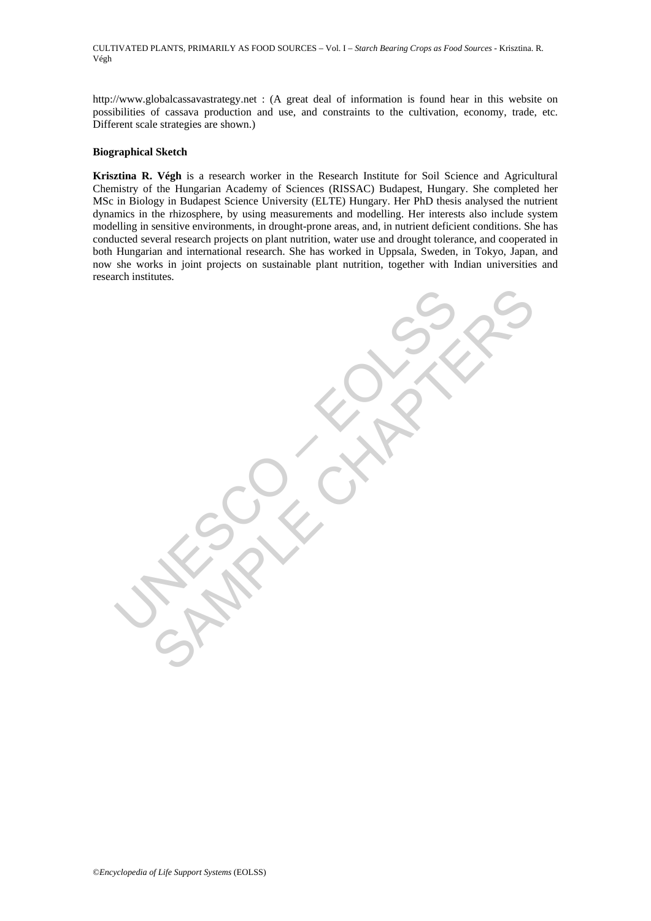http://www.globalcassavastrategy.net : (A great deal of information is found hear in this website on possibilities of cassava production and use, and constraints to the cultivation, economy, trade, etc. Different scale strategies are shown.)

**Biographical Sketch**

**Krisztina R. Végh** is a research worker in the Research Institute for Soil Science and Agricultural Chemistry of the Hungarian Academy of Sciences (RISSAC) Budapest, Hungary. She completed her MSc in Biology in Budapest Science University (ELTE) Hungary. Her PhD thesis analysed the nutrient dynamics in the rhizosphere, by using measurements and modelling. Her interests also include system modelling in sensitive environments, in drought-prone areas, and, in nutrient deficient conditions. She has conducted several research projects on plant nutrition, water use and drought tolerance, and cooperated in both Hungarian and international research. She has worked in Uppsala, Sweden, in Tokyo, Japan, and now she works in joint projects on sustainable plant nutrition, together with Indian universities and research institutes.